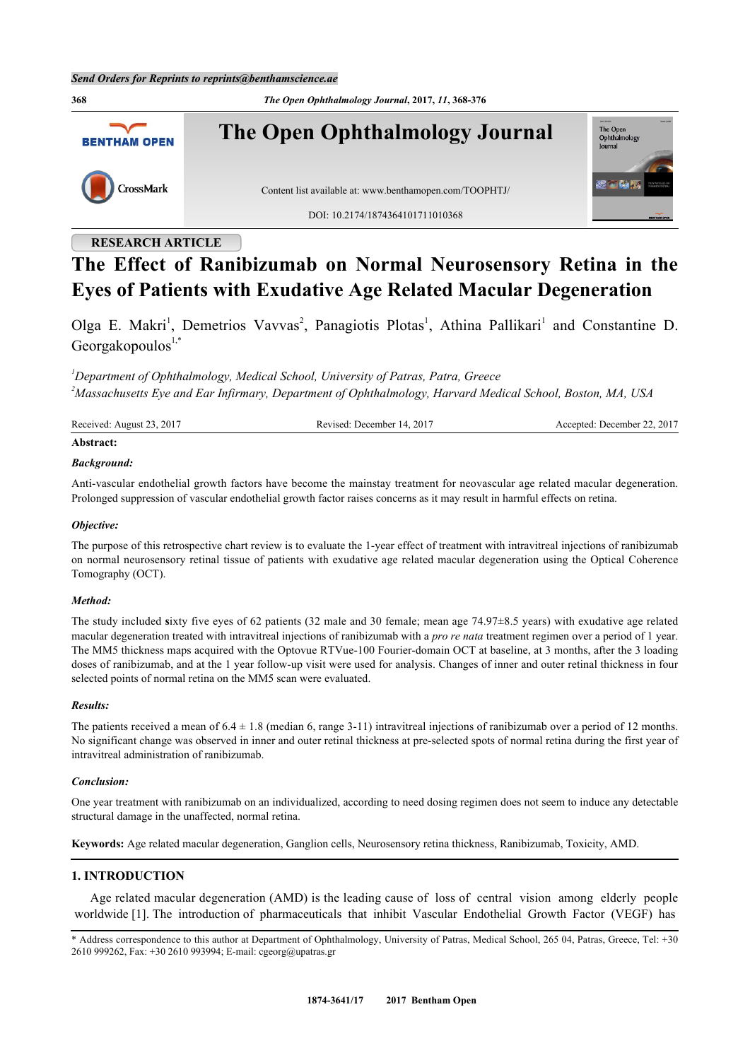Send Orders for Reprints to reprints@benthamscience.ae

The Open Ophthalmology Journal, 2017, 11, 368-376

# The Open Ophthalmology Journal

Content list available at: www.benthamopen.com/TOOPHTJ/

DOI: 10.2174/1874364101711010368

RESEARCH ARTICLE

# The Effect of Ranibizumab on Normal Neurosensory Retina in the Eyes of Patients with Exudative Age Related Macular Degeneration

Olga E. Makri[1], Demetrios Vavvas[2], Panagiotis Plotas[1], Athina Pallikari[1] and Constantine D. Georgakopoulos[1,*]

[1]*Department of Ophthalmology, Medical School, University of Patras, Patra, Greece*
[2]*Massachusetts Eye and Ear Infirmary, Department of Ophthalmology, Harvard Medical School, Boston, MA, USA*

Received: August 23, 2017 | Revised: December 14, 2017 | Accepted: December 22, 2017

**Abstract:**

***Background:***

Anti-vascular endothelial growth factors have become the mainstay treatment for neovascular age related macular degeneration. Prolonged suppression of vascular endothelial growth factor raises concerns as it may result in harmful effects on retina.

***Objective:***

The purpose of this retrospective chart review is to evaluate the 1-year effect of treatment with intravitreal injections of ranibizumab on normal neurosensory retinal tissue of patients with exudative age related macular degeneration using the Optical Coherence Tomography (OCT).

***Method:***

The study included sixty five eyes of 62 patients (32 male and 30 female; mean age 74.97±8.5 years) with exudative age related macular degeneration treated with intravitreal injections of ranibizumab with a *pro re nata* treatment regimen over a period of 1 year. The MM5 thickness maps acquired with the Optovue RTVue-100 Fourier-domain OCT at baseline, at 3 months, after the 3 loading doses of ranibizumab, and at the 1 year follow-up visit were used for analysis. Changes of inner and outer retinal thickness in four selected points of normal retina on the MM5 scan were evaluated.

***Results:***

The patients received a mean of 6.4 ± 1.8 (median 6, range 3-11) intravitreal injections of ranibizumab over a period of 12 months. No significant change was observed in inner and outer retinal thickness at pre-selected spots of normal retina during the first year of intravitreal administration of ranibizumab.

***Conclusion:***

One year treatment with ranibizumab on an individualized, according to need dosing regimen does not seem to induce any detectable structural damage in the unaffected, normal retina.

**Keywords:** Age related macular degeneration, Ganglion cells, Neurosensory retina thickness, Ranibizumab, Toxicity, AMD.

## 1. INTRODUCTION

Age related macular degeneration (AMD) is the leading cause of loss of central vision among elderly people worldwide [1]. The introduction of pharmaceuticals that inhibit Vascular Endothelial Growth Factor (VEGF) has

\* Address correspondence to this author at Department of Ophthalmology, University of Patras, Medical School, 265 04, Patras, Greece, Tel: +30 2610 999262, Fax: +30 2610 993994; E-mail: cgeorg@upatras.gr

1874-3641/17 2017 Bentham Open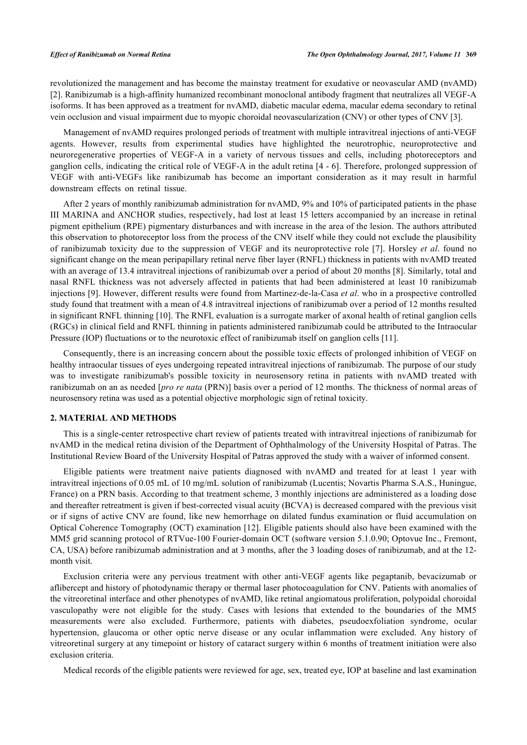revolutionized the management and has become the mainstay treatment for exudative or neovascular AMD (nvAMD) [2]. Ranibizumab is a high-affinity humanized recombinant monoclonal antibody fragment that neutralizes all VEGF-A isoforms. It has been approved as a treatment for nvAMD, diabetic macular edema, macular edema secondary to retinal vein occlusion and visual impairment due to myopic choroidal neovascularization (CNV) or other types of CNV [3].

Management of nvAMD requires prolonged periods of treatment with multiple intravitreal injections of anti-VEGF agents. However, results from experimental studies have highlighted the neurotrophic, neuroprotective and neuroregenerative properties of VEGF-A in a variety of nervous tissues and cells, including photoreceptors and ganglion cells, indicating the critical role of VEGF-A in the adult retina [4 - 6]. Therefore, prolonged suppression of VEGF with anti-VEGFs like ranibizumab has become an important consideration as it may result in harmful downstream effects on retinal tissue.

After 2 years of monthly ranibizumab administration for nvAMD, 9% and 10% of participated patients in the phase III MARINA and ANCHOR studies, respectively, had lost at least 15 letters accompanied by an increase in retinal pigment epithelium (RPE) pigmentary disturbances and with increase in the area of the lesion. The authors attributed this observation to photoreceptor loss from the process of the CNV itself while they could not exclude the plausibility of ranibizumab toxicity due to the suppression of VEGF and its neuroprotective role [7]. Horsley *et al*. found no significant change on the mean peripapillary retinal nerve fiber layer (RNFL) thickness in patients with nvAMD treated with an average of 13.4 intravitreal injections of ranibizumab over a period of about 20 months [8]. Similarly, total and nasal RNFL thickness was not adversely affected in patients that had been administered at least 10 ranibizumab injections [9]. However, different results were found from Martinez-de-la-Casa *et al*. who in a prospective controlled study found that treatment with a mean of 4.8 intravitreal injections of ranibizumab over a period of 12 months resulted in significant RNFL thinning [10]. The RNFL evaluation is a surrogate marker of axonal health of retinal ganglion cells (RGCs) in clinical field and RNFL thinning in patients administered ranibizumab could be attributed to the Intraocular Pressure (IOP) fluctuations or to the neurotoxic effect of ranibizumab itself on ganglion cells [11].

Consequently, there is an increasing concern about the possible toxic effects of prolonged inhibition of VEGF on healthy intraocular tissues of eyes undergoing repeated intravitreal injections of ranibizumab. The purpose of our study was to investigate ranibizumab's possible toxicity in neurosensory retina in patients with nvAMD treated with ranibizumab on an as needed [*pro re nata* (PRN)] basis over a period of 12 months. The thickness of normal areas of neurosensory retina was used as a potential objective morphologic sign of retinal toxicity.

## 2. MATERIAL AND METHODS

This is a single-center retrospective chart review of patients treated with intravitreal injections of ranibizumab for nvAMD in the medical retina division of the Department of Ophthalmology of the University Hospital of Patras. The Institutional Review Board of the University Hospital of Patras approved the study with a waiver of informed consent.

Eligible patients were treatment naive patients diagnosed with nvAMD and treated for at least 1 year with intravitreal injections of 0.05 mL of 10 mg/mL solution of ranibizumab (Lucentis; Novartis Pharma S.A.S., Huningue, France) on a PRN basis. According to that treatment scheme, 3 monthly injections are administered as a loading dose and thereafter retreatment is given if best-corrected visual acuity (BCVA) is decreased compared with the previous visit or if signs of active CNV are found, like new hemorrhage on dilated fundus examination or fluid accumulation on Optical Coherence Tomography (OCT) examination [12]. Eligible patients should also have been examined with the MM5 grid scanning protocol of RTVue-100 Fourier-domain OCT (software version 5.1.0.90; Optovue Inc., Fremont, CA, USA) before ranibizumab administration and at 3 months, after the 3 loading doses of ranibizumab, and at the 12-month visit.

Exclusion criteria were any pervious treatment with other anti-VEGF agents like pegaptanib, bevacizumab or aflibercept and history of photodynamic therapy or thermal laser photocoagulation for CNV. Patients with anomalies of the vitreoretinal interface and other phenotypes of nvAMD, like retinal angiomatous proliferation, polypoidal choroidal vasculopathy were not eligible for the study. Cases with lesions that extended to the boundaries of the MM5 measurements were also excluded. Furthermore, patients with diabetes, pseudoexfoliation syndrome, ocular hypertension, glaucoma or other optic nerve disease or any ocular inflammation were excluded. Any history of vitreoretinal surgery at any timepoint or history of cataract surgery within 6 months of treatment initiation were also exclusion criteria.

Medical records of the eligible patients were reviewed for age, sex, treated eye, IOP at baseline and last examination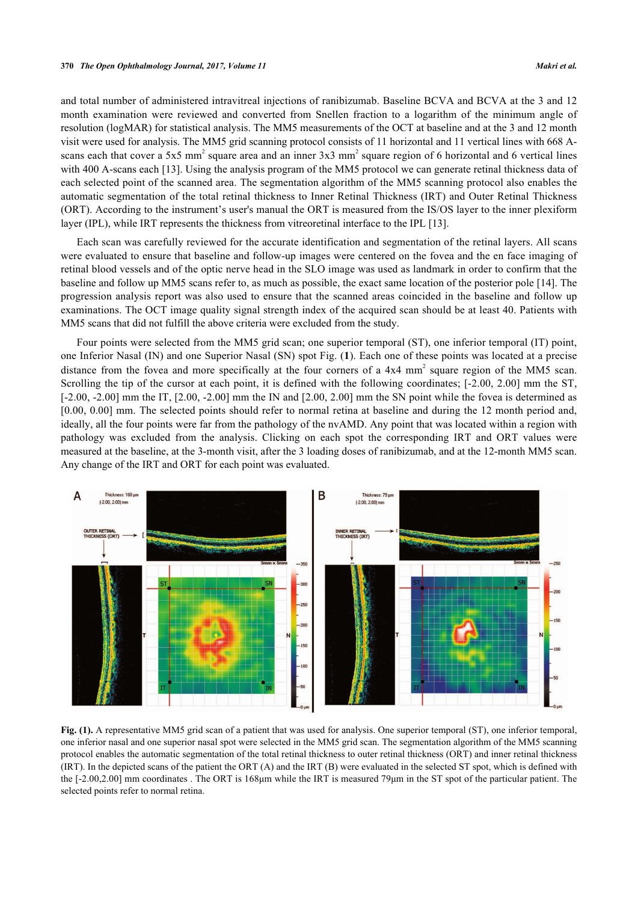and total number of administered intravitreal injections of ranibizumab. Baseline BCVA and BCVA at the 3 and 12 month examination were reviewed and converted from Snellen fraction to a logarithm of the minimum angle of resolution (logMAR) for statistical analysis. The MM5 measurements of the OCT at baseline and at the 3 and 12 month visit were used for analysis. The MM5 grid scanning protocol consists of 11 horizontal and 11 vertical lines with 668 A-scans each that cover a 5x5 $mm^2$ square area and an inner 3x3 $mm^2$ square region of 6 horizontal and 6 vertical lines with 400 A-scans each [13]. Using the analysis program of the MM5 protocol we can generate retinal thickness data of each selected point of the scanned area. The segmentation algorithm of the MM5 scanning protocol also enables the automatic segmentation of the total retinal thickness to Inner Retinal Thickness (IRT) and Outer Retinal Thickness (ORT). According to the instrument's user's manual the ORT is measured from the IS/OS layer to the inner plexiform layer (IPL), while IRT represents the thickness from vitreoretinal interface to the IPL [13].

Each scan was carefully reviewed for the accurate identification and segmentation of the retinal layers. All scans were evaluated to ensure that baseline and follow-up images were centered on the fovea and the en face imaging of retinal blood vessels and of the optic nerve head in the SLO image was used as landmark in order to confirm that the baseline and follow up MM5 scans refer to, as much as possible, the exact same location of the posterior pole [14]. The progression analysis report was also used to ensure that the scanned areas coincided in the baseline and follow up examinations. The OCT image quality signal strength index of the acquired scan should be at least 40. Patients with MM5 scans that did not fulfill the above criteria were excluded from the study.

Four points were selected from the MM5 grid scan; one superior temporal (ST), one inferior temporal (IT) point, one Inferior Nasal (IN) and one Superior Nasal (SN) spot Fig. (**1**). Each one of these points was located at a precise distance from the fovea and more specifically at the four corners of a 4x4 $mm^2$ square region of the MM5 scan. Scrolling the tip of the cursor at each point, it is defined with the following coordinates; [-2.00, 2.00] mm the ST, [-2.00, -2.00] mm the IT, [2.00, -2.00] mm the IN and [2.00, 2.00] mm the SN point while the fovea is determined as [0.00, 0.00] mm. The selected points should refer to normal retina at baseline and during the 12 month period and, ideally, all the four points were far from the pathology of the nvAMD. Any point that was located within a region with pathology was excluded from the analysis. Clicking on each spot the corresponding IRT and ORT values were measured at the baseline, at the 3-month visit, after the 3 loading doses of ranibizumab, and at the 12-month MM5 scan. Any change of the IRT and ORT for each point was evaluated.

**Fig. (1).** A representative MM5 grid scan of a patient that was used for analysis. One superior temporal (ST), one inferior temporal, one inferior nasal and one superior nasal spot were selected in the MM5 grid scan. The segmentation algorithm of the MM5 scanning protocol enables the automatic segmentation of the total retinal thickness to outer retinal thickness (ORT) and inner retinal thickness (IRT). In the depicted scans of the patient the ORT (A) and the IRT (B) were evaluated in the selected ST spot, which is defined with the [-2.00,2.00] mm coordinates . The ORT is 168μm while the IRT is measured 79μm in the ST spot of the particular patient. The selected points refer to normal retina.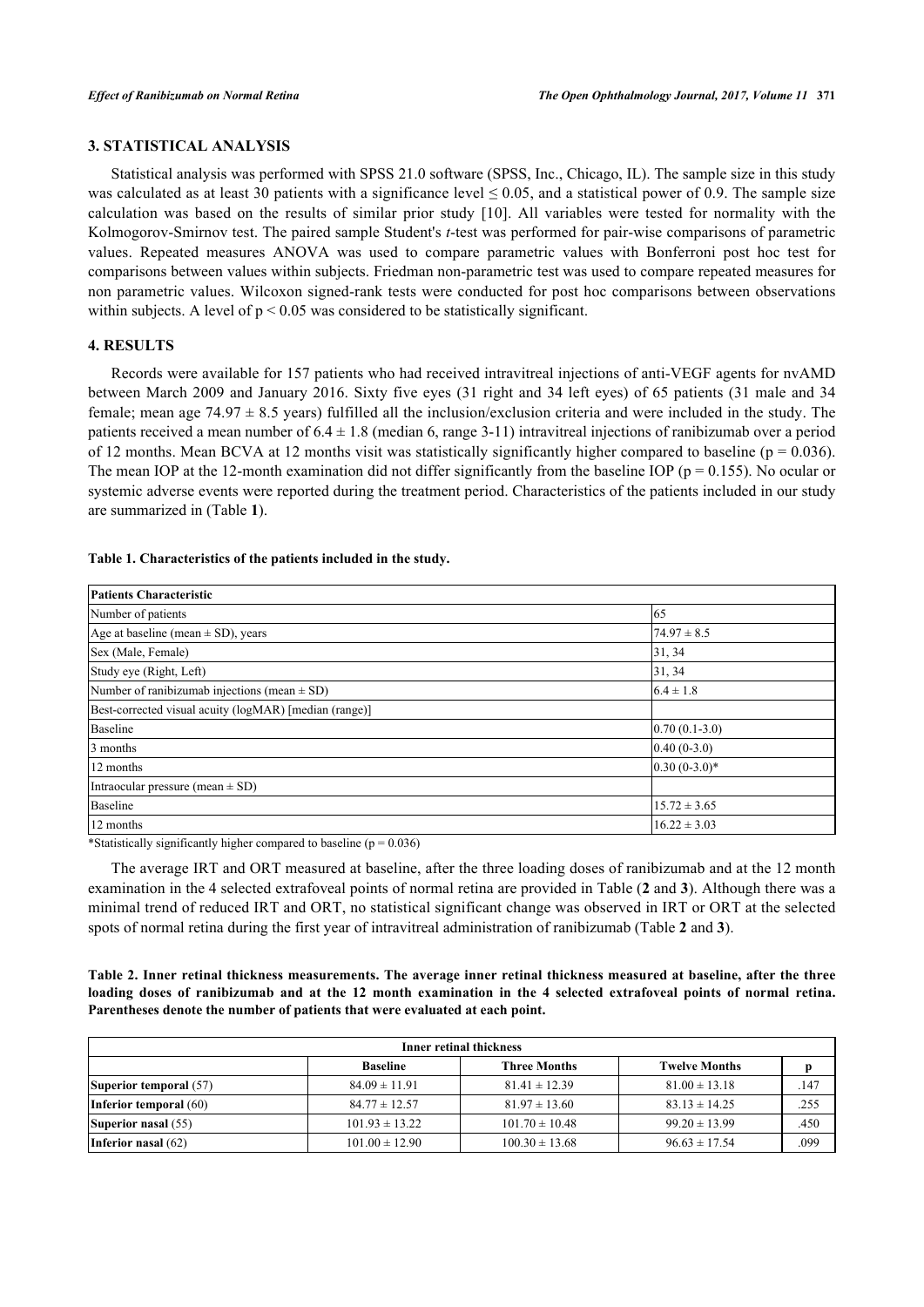## 3. STATISTICAL ANALYSIS

Statistical analysis was performed with SPSS 21.0 software (SPSS, Inc., Chicago, IL). The sample size in this study was calculated as at least 30 patients with a significance level ≤ 0.05, and a statistical power of 0.9. The sample size calculation was based on the results of similar prior study [10]. All variables were tested for normality with the Kolmogorov-Smirnov test. The paired sample Student's *t*-test was performed for pair-wise comparisons of parametric values. Repeated measures ANOVA was used to compare parametric values with Bonferroni post hoc test for comparisons between values within subjects. Friedman non-parametric test was used to compare repeated measures for non parametric values. Wilcoxon signed-rank tests were conducted for post hoc comparisons between observations within subjects. A level of $p < 0.05$ was considered to be statistically significant.

## 4. RESULTS

Records were available for 157 patients who had received intravitreal injections of anti-VEGF agents for nvAMD between March 2009 and January 2016. Sixty five eyes (31 right and 34 left eyes) of 65 patients (31 male and 34 female; mean age 74.97 ± 8.5 years) fulfilled all the inclusion/exclusion criteria and were included in the study. The patients received a mean number of 6.4 ± 1.8 (median 6, range 3-11) intravitreal injections of ranibizumab over a period of 12 months. Mean BCVA at 12 months visit was statistically significantly higher compared to baseline ($p = 0.036$). The mean IOP at the 12-month examination did not differ significantly from the baseline IOP ($p = 0.155$). No ocular or systemic adverse events were reported during the treatment period. Characteristics of the patients included in our study are summarized in (Table **1**).

**Table 1. Characteristics of the patients included in the study.**

| Patients Characteristic | |
|---|---|
| Number of patients | 65 |
| Age at baseline (mean ± SD), years | 74.97 ± 8.5 |
| Sex (Male, Female) | 31, 34 |
| Study eye (Right, Left) | 31, 34 |
| Number of ranibizumab injections (mean ± SD) | 6.4 ± 1.8 |
| Best-corrected visual acuity (logMAR) [median (range)] | |
| Baseline | 0.70 (0.1-3.0) |
| 3 months | 0.40 (0-3.0) |
| 12 months | 0.30 (0-3.0)* |
| Intraocular pressure (mean ± SD) | |
| Baseline | 15.72 ± 3.65 |
| 12 months | 16.22 ± 3.03 |

*Statistically significantly higher compared to baseline ($p = 0.036$)

The average IRT and ORT measured at baseline, after the three loading doses of ranibizumab and at the 12 month examination in the 4 selected extrafoveal points of normal retina are provided in Table (**2** and **3**). Although there was a minimal trend of reduced IRT and ORT, no statistical significant change was observed in IRT or ORT at the selected spots of normal retina during the first year of intravitreal administration of ranibizumab (Table **2** and **3**).

**Table 2. Inner retinal thickness measurements. The average inner retinal thickness measured at baseline, after the three loading doses of ranibizumab and at the 12 month examination in the 4 selected extrafoveal points of normal retina. Parentheses denote the number of patients that were evaluated at each point.**

| Inner retinal thickness | | | | |
|---|---|---|---|---|
| | **Baseline** | **Three Months** | **Twelve Months** | **p** |
| **Superior temporal** (57) | 84.09 ± 11.91 | 81.41 ± 12.39 | 81.00 ± 13.18 | .147 |
| **Inferior temporal** (60) | 84.77 ± 12.57 | 81.97 ± 13.60 | 83.13 ± 14.25 | .255 |
| **Superior nasal** (55) | 101.93 ± 13.22 | 101.70 ± 10.48 | 99.20 ± 13.99 | .450 |
| **Inferior nasal** (62) | 101.00 ± 12.90 | 100.30 ± 13.68 | 96.63 ± 17.54 | .099 |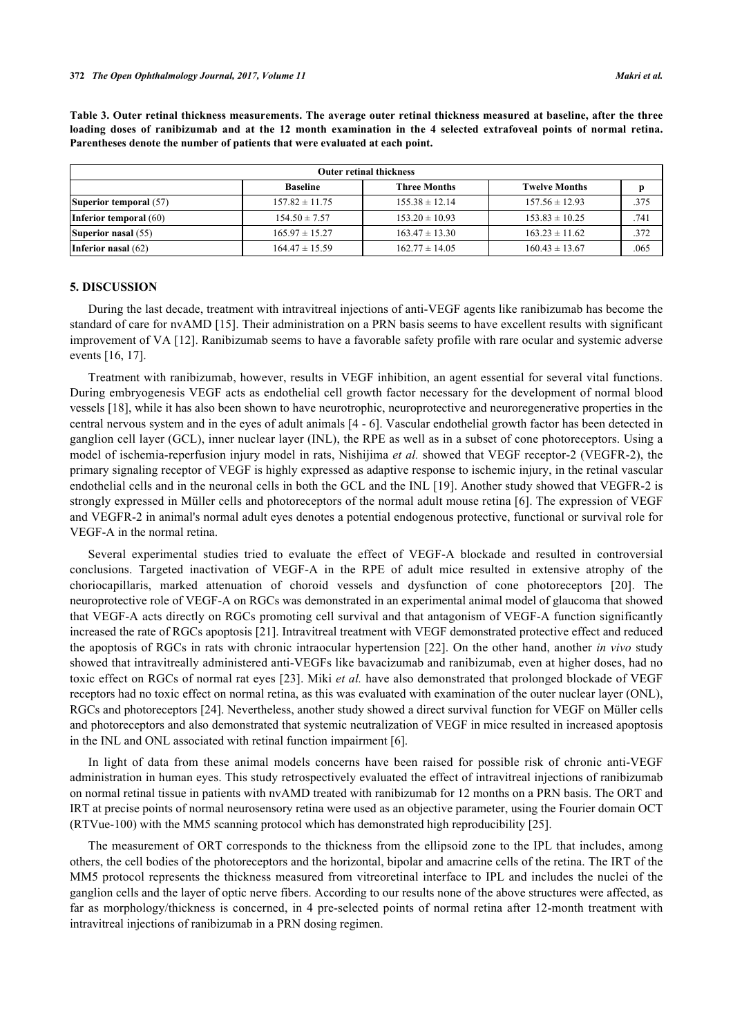**Table 3. Outer retinal thickness measurements. The average outer retinal thickness measured at baseline, after the three loading doses of ranibizumab and at the 12 month examination in the 4 selected extrafoveal points of normal retina. Parentheses denote the number of patients that were evaluated at each point.**

| Outer retinal thickness | | | | |
|---|---|---|---|---|
| | **Baseline** | **Three Months** | **Twelve Months** | **p** |
| **Superior temporal** (57) | 157.82 ± 11.75 | 155.38 ± 12.14 | 157.56 ± 12.93 | .375 |
| **Inferior temporal** (60) | 154.50 ± 7.57 | 153.20 ± 10.93 | 153.83 ± 10.25 | .741 |
| **Superior nasal** (55) | 165.97 ± 15.27 | 163.47 ± 13.30 | 163.23 ± 11.62 | .372 |
| **Inferior nasal** (62) | 164.47 ± 15.59 | 162.77 ± 14.05 | 160.43 ± 13.67 | .065 |

## 5. DISCUSSION

During the last decade, treatment with intravitreal injections of anti-VEGF agents like ranibizumab has become the standard of care for nvAMD [15]. Their administration on a PRN basis seems to have excellent results with significant improvement of VA [12]. Ranibizumab seems to have a favorable safety profile with rare ocular and systemic adverse events [16, 17].

Treatment with ranibizumab, however, results in VEGF inhibition, an agent essential for several vital functions. During embryogenesis VEGF acts as endothelial cell growth factor necessary for the development of normal blood vessels [18], while it has also been shown to have neurotrophic, neuroprotective and neuroregenerative properties in the central nervous system and in the eyes of adult animals [4 - 6]. Vascular endothelial growth factor has been detected in ganglion cell layer (GCL), inner nuclear layer (INL), the RPE as well as in a subset of cone photoreceptors. Using a model of ischemia-reperfusion injury model in rats, Nishijima *et al.* showed that VEGF receptor-2 (VEGFR-2), the primary signaling receptor of VEGF is highly expressed as adaptive response to ischemic injury, in the retinal vascular endothelial cells and in the neuronal cells in both the GCL and the INL [19]. Another study showed that VEGFR-2 is strongly expressed in Müller cells and photoreceptors of the normal adult mouse retina [6]. The expression of VEGF and VEGFR-2 in animal's normal adult eyes denotes a potential endogenous protective, functional or survival role for VEGF-A in the normal retina.

Several experimental studies tried to evaluate the effect of VEGF-A blockade and resulted in controversial conclusions. Targeted inactivation of VEGF-A in the RPE of adult mice resulted in extensive atrophy of the choriocapillaris, marked attenuation of choroid vessels and dysfunction of cone photoreceptors [20]. The neuroprotective role of VEGF-A on RGCs was demonstrated in an experimental animal model of glaucoma that showed that VEGF-A acts directly on RGCs promoting cell survival and that antagonism of VEGF-A function significantly increased the rate of RGCs apoptosis [21]. Intravitreal treatment with VEGF demonstrated protective effect and reduced the apoptosis of RGCs in rats with chronic intraocular hypertension [22]. On the other hand, another *in vivo* study showed that intravitreally administered anti-VEGFs like bavacizumab and ranibizumab, even at higher doses, had no toxic effect on RGCs of normal rat eyes [23]. Miki *et al.* have also demonstrated that prolonged blockade of VEGF receptors had no toxic effect on normal retina, as this was evaluated with examination of the outer nuclear layer (ONL), RGCs and photoreceptors [24]. Nevertheless, another study showed a direct survival function for VEGF on Müller cells and photoreceptors and also demonstrated that systemic neutralization of VEGF in mice resulted in increased apoptosis in the INL and ONL associated with retinal function impairment [6].

In light of data from these animal models concerns have been raised for possible risk of chronic anti-VEGF administration in human eyes. This study retrospectively evaluated the effect of intravitreal injections of ranibizumab on normal retinal tissue in patients with nvAMD treated with ranibizumab for 12 months on a PRN basis. The ORT and IRT at precise points of normal neurosensory retina were used as an objective parameter, using the Fourier domain OCT (RTVue-100) with the MM5 scanning protocol which has demonstrated high reproducibility [25].

The measurement of ORT corresponds to the thickness from the ellipsoid zone to the IPL that includes, among others, the cell bodies of the photoreceptors and the horizontal, bipolar and amacrine cells of the retina. The IRT of the MM5 protocol represents the thickness measured from vitreoretinal interface to IPL and includes the nuclei of the ganglion cells and the layer of optic nerve fibers. According to our results none of the above structures were affected, as far as morphology/thickness is concerned, in 4 pre-selected points of normal retina after 12-month treatment with intravitreal injections of ranibizumab in a PRN dosing regimen.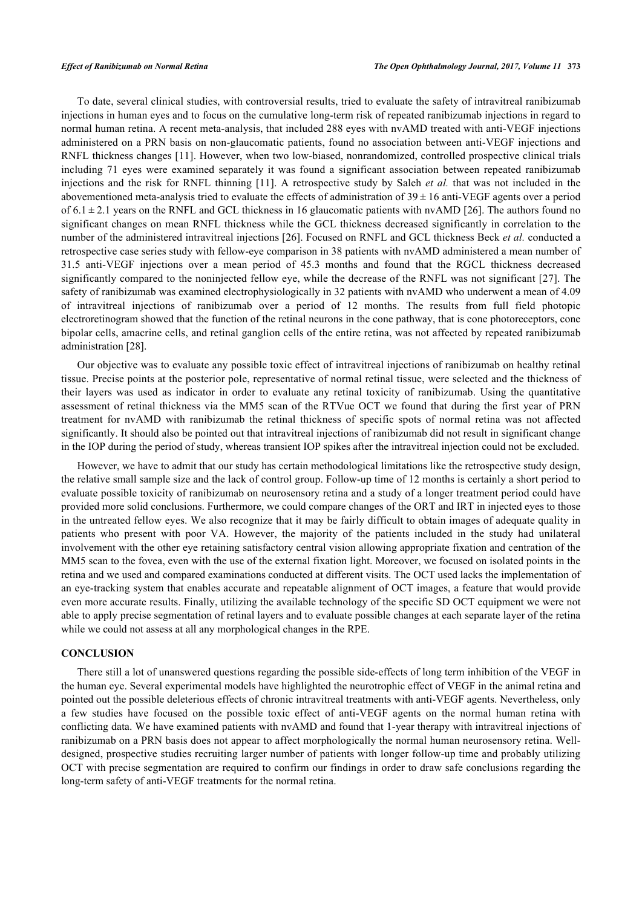To date, several clinical studies, with controversial results, tried to evaluate the safety of intravitreal ranibizumab injections in human eyes and to focus on the cumulative long-term risk of repeated ranibizumab injections in regard to normal human retina. A recent meta-analysis, that included 288 eyes with nvAMD treated with anti-VEGF injections administered on a PRN basis on non-glaucomatic patients, found no association between anti-VEGF injections and RNFL thickness changes [11]. However, when two low-biased, nonrandomized, controlled prospective clinical trials including 71 eyes were examined separately it was found a significant association between repeated ranibizumab injections and the risk for RNFL thinning [11]. A retrospective study by Saleh *et al.* that was not included in the abovementioned meta-analysis tried to evaluate the effects of administration of $39 \pm 16$ anti-VEGF agents over a period of $6.1 \pm 2.1$ years on the RNFL and GCL thickness in 16 glaucomatic patients with nvAMD [26]. The authors found no significant changes on mean RNFL thickness while the GCL thickness decreased significantly in correlation to the number of the administered intravitreal injections [26]. Focused on RNFL and GCL thickness Beck *et al.* conducted a retrospective case series study with fellow-eye comparison in 38 patients with nvAMD administered a mean number of 31.5 anti-VEGF injections over a mean period of 45.3 months and found that the RGCL thickness decreased significantly compared to the noninjected fellow eye, while the decrease of the RNFL was not significant [27]. The safety of ranibizumab was examined electrophysiologically in 32 patients with nvAMD who underwent a mean of 4.09 of intravitreal injections of ranibizumab over a period of 12 months. The results from full field photopic electroretinogram showed that the function of the retinal neurons in the cone pathway, that is cone photoreceptors, cone bipolar cells, amacrine cells, and retinal ganglion cells of the entire retina, was not affected by repeated ranibizumab administration [28].

Our objective was to evaluate any possible toxic effect of intravitreal injections of ranibizumab on healthy retinal tissue. Precise points at the posterior pole, representative of normal retinal tissue, were selected and the thickness of their layers was used as indicator in order to evaluate any retinal toxicity of ranibizumab. Using the quantitative assessment of retinal thickness via the MM5 scan of the RTVue OCT we found that during the first year of PRN treatment for nvAMD with ranibizumab the retinal thickness of specific spots of normal retina was not affected significantly. It should also be pointed out that intravitreal injections of ranibizumab did not result in significant change in the IOP during the period of study, whereas transient IOP spikes after the intravitreal injection could not be excluded.

However, we have to admit that our study has certain methodological limitations like the retrospective study design, the relative small sample size and the lack of control group. Follow-up time of 12 months is certainly a short period to evaluate possible toxicity of ranibizumab on neurosensory retina and a study of a longer treatment period could have provided more solid conclusions. Furthermore, we could compare changes of the ORT and IRT in injected eyes to those in the untreated fellow eyes. We also recognize that it may be fairly difficult to obtain images of adequate quality in patients who present with poor VA. However, the majority of the patients included in the study had unilateral involvement with the other eye retaining satisfactory central vision allowing appropriate fixation and centration of the MM5 scan to the fovea, even with the use of the external fixation light. Moreover, we focused on isolated points in the retina and we used and compared examinations conducted at different visits. The OCT used lacks the implementation of an eye-tracking system that enables accurate and repeatable alignment of OCT images, a feature that would provide even more accurate results. Finally, utilizing the available technology of the specific SD OCT equipment we were not able to apply precise segmentation of retinal layers and to evaluate possible changes at each separate layer of the retina while we could not assess at all any morphological changes in the RPE.

## CONCLUSION

There still a lot of unanswered questions regarding the possible side-effects of long term inhibition of the VEGF in the human eye. Several experimental models have highlighted the neurotrophic effect of VEGF in the animal retina and pointed out the possible deleterious effects of chronic intravitreal treatments with anti-VEGF agents. Nevertheless, only a few studies have focused on the possible toxic effect of anti-VEGF agents on the normal human retina with conflicting data. We have examined patients with nvAMD and found that 1-year therapy with intravitreal injections of ranibizumab on a PRN basis does not appear to affect morphologically the normal human neurosensory retina. Well-designed, prospective studies recruiting larger number of patients with longer follow-up time and probably utilizing OCT with precise segmentation are required to confirm our findings in order to draw safe conclusions regarding the long-term safety of anti-VEGF treatments for the normal retina.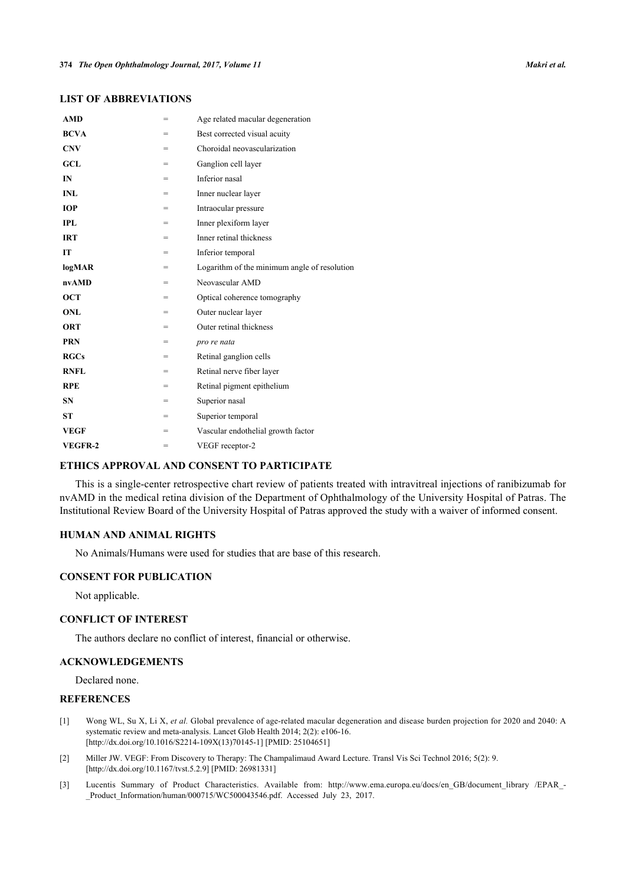## LIST OF ABBREVIATIONS

| | | |
|---|---|---|
| **AMD** | = | Age related macular degeneration |
| **BCVA** | = | Best corrected visual acuity |
| **CNV** | = | Choroidal neovascularization |
| **GCL** | = | Ganglion cell layer |
| **IN** | = | Inferior nasal |
| **INL** | = | Inner nuclear layer |
| **IOP** | = | Intraocular pressure |
| **IPL** | = | Inner plexiform layer |
| **IRT** | = | Inner retinal thickness |
| **IT** | = | Inferior temporal |
| **logMAR** | = | Logarithm of the minimum angle of resolution |
| **nvAMD** | = | Neovascular AMD |
| **OCT** | = | Optical coherence tomography |
| **ONL** | = | Outer nuclear layer |
| **ORT** | = | Outer retinal thickness |
| **PRN** | = | *pro re nata* |
| **RGCs** | = | Retinal ganglion cells |
| **RNFL** | = | Retinal nerve fiber layer |
| **RPE** | = | Retinal pigment epithelium |
| **SN** | = | Superior nasal |
| **ST** | = | Superior temporal |
| **VEGF** | = | Vascular endothelial growth factor |
| **VEGFR-2** | = | VEGF receptor-2 |

## ETHICS APPROVAL AND CONSENT TO PARTICIPATE

This is a single-center retrospective chart review of patients treated with intravitreal injections of ranibizumab for nvAMD in the medical retina division of the Department of Ophthalmology of the University Hospital of Patras. The Institutional Review Board of the University Hospital of Patras approved the study with a waiver of informed consent.

## HUMAN AND ANIMAL RIGHTS

No Animals/Humans were used for studies that are base of this research.

## CONSENT FOR PUBLICATION

Not applicable.

## CONFLICT OF INTEREST

The authors declare no conflict of interest, financial or otherwise.

## ACKNOWLEDGEMENTS

Declared none.

## REFERENCES

[1] Wong WL, Su X, Li X, *et al.* Global prevalence of age-related macular degeneration and disease burden projection for 2020 and 2040: A systematic review and meta-analysis. Lancet Glob Health 2014; 2(2): e106-16. [http://dx.doi.org/10.1016/S2214-109X(13)70145-1] [PMID: 25104651]

[2] Miller JW. VEGF: From Discovery to Therapy: The Champalimaud Award Lecture. Transl Vis Sci Technol 2016; 5(2): 9. [http://dx.doi.org/10.1167/tvst.5.2.9] [PMID: 26981331]

[3] Lucentis Summary of Product Characteristics. Available from: http://www.ema.europa.eu/docs/en_GB/document_library /EPAR_-_Product_Information/human/000715/WC500043546.pdf. Accessed July 23, 2017.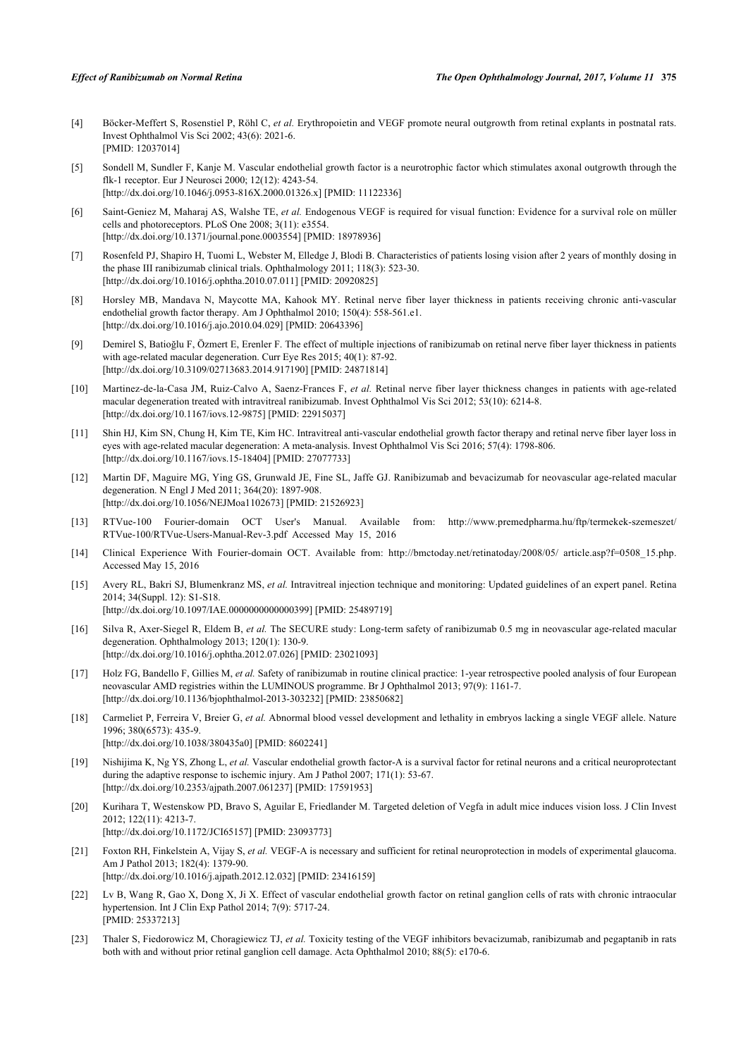[4] Böcker-Meffert S, Rosenstiel P, Röhl C, *et al.* Erythropoietin and VEGF promote neural outgrowth from retinal explants in postnatal rats. Invest Ophthalmol Vis Sci 2002; 43(6): 2021-6.
[PMID: 12037014]

[5] Sondell M, Sundler F, Kanje M. Vascular endothelial growth factor is a neurotrophic factor which stimulates axonal outgrowth through the flk-1 receptor. Eur J Neurosci 2000; 12(12): 4243-54.
[http://dx.doi.org/10.1046/j.0953-816X.2000.01326.x] [PMID: 11122336]

[6] Saint-Geniez M, Maharaj AS, Walshe TE, *et al.* Endogenous VEGF is required for visual function: Evidence for a survival role on müller cells and photoreceptors. PLoS One 2008; 3(11): e3554.
[http://dx.doi.org/10.1371/journal.pone.0003554] [PMID: 18978936]

[7] Rosenfeld PJ, Shapiro H, Tuomi L, Webster M, Elledge J, Blodi B. Characteristics of patients losing vision after 2 years of monthly dosing in the phase III ranibizumab clinical trials. Ophthalmology 2011; 118(3): 523-30.
[http://dx.doi.org/10.1016/j.ophtha.2010.07.011] [PMID: 20920825]

[8] Horsley MB, Mandava N, Maycotte MA, Kahook MY. Retinal nerve fiber layer thickness in patients receiving chronic anti-vascular endothelial growth factor therapy. Am J Ophthalmol 2010; 150(4): 558-561.e1.
[http://dx.doi.org/10.1016/j.ajo.2010.04.029] [PMID: 20643396]

[9] Demirel S, Batioğlu F, Özmert E, Erenler F. The effect of multiple injections of ranibizumab on retinal nerve fiber layer thickness in patients with age-related macular degeneration. Curr Eye Res 2015; 40(1): 87-92.
[http://dx.doi.org/10.3109/02713683.2014.917190] [PMID: 24871814]

[10] Martinez-de-la-Casa JM, Ruiz-Calvo A, Saenz-Frances F, *et al.* Retinal nerve fiber layer thickness changes in patients with age-related macular degeneration treated with intravitreal ranibizumab. Invest Ophthalmol Vis Sci 2012; 53(10): 6214-8.
[http://dx.doi.org/10.1167/iovs.12-9875] [PMID: 22915037]

[11] Shin HJ, Kim SN, Chung H, Kim TE, Kim HC. Intravitreal anti-vascular endothelial growth factor therapy and retinal nerve fiber layer loss in eyes with age-related macular degeneration: A meta-analysis. Invest Ophthalmol Vis Sci 2016; 57(4): 1798-806.
[http://dx.doi.org/10.1167/iovs.15-18404] [PMID: 27077733]

[12] Martin DF, Maguire MG, Ying GS, Grunwald JE, Fine SL, Jaffe GJ. Ranibizumab and bevacizumab for neovascular age-related macular degeneration. N Engl J Med 2011; 364(20): 1897-908.
[http://dx.doi.org/10.1056/NEJMoa1102673] [PMID: 21526923]

[13] RTVue-100 Fourier-domain OCT User's Manual. Available from: http://www.premedpharma.hu/ftp/termekek-szemeszet/RTVue-100/RTVue-Users-Manual-Rev-3.pdf Accessed May 15, 2016

[14] Clinical Experience With Fourier-domain OCT. Available from: http://bmctoday.net/retinatoday/2008/05/ article.asp?f=0508_15.php. Accessed May 15, 2016

[15] Avery RL, Bakri SJ, Blumenkranz MS, *et al.* Intravitreal injection technique and monitoring: Updated guidelines of an expert panel. Retina 2014; 34(Suppl. 12): S1-S18.
[http://dx.doi.org/10.1097/IAE.0000000000000399] [PMID: 25489719]

[16] Silva R, Axer-Siegel R, Eldem B, *et al.* The SECURE study: Long-term safety of ranibizumab 0.5 mg in neovascular age-related macular degeneration. Ophthalmology 2013; 120(1): 130-9.
[http://dx.doi.org/10.1016/j.ophtha.2012.07.026] [PMID: 23021093]

[17] Holz FG, Bandello F, Gillies M, *et al.* Safety of ranibizumab in routine clinical practice: 1-year retrospective pooled analysis of four European neovascular AMD registries within the LUMINOUS programme. Br J Ophthalmol 2013; 97(9): 1161-7.
[http://dx.doi.org/10.1136/bjophthalmol-2013-303232] [PMID: 23850682]

[18] Carmeliet P, Ferreira V, Breier G, *et al.* Abnormal blood vessel development and lethality in embryos lacking a single VEGF allele. Nature 1996; 380(6573): 435-9.
[http://dx.doi.org/10.1038/380435a0] [PMID: 8602241]

[19] Nishijima K, Ng YS, Zhong L, *et al.* Vascular endothelial growth factor-A is a survival factor for retinal neurons and a critical neuroprotectant during the adaptive response to ischemic injury. Am J Pathol 2007; 171(1): 53-67.
[http://dx.doi.org/10.2353/ajpath.2007.061237] [PMID: 17591953]

[20] Kurihara T, Westenskow PD, Bravo S, Aguilar E, Friedlander M. Targeted deletion of Vegfa in adult mice induces vision loss. J Clin Invest 2012; 122(11): 4213-7.
[http://dx.doi.org/10.1172/JCI65157] [PMID: 23093773]

[21] Foxton RH, Finkelstein A, Vijay S, *et al.* VEGF-A is necessary and sufficient for retinal neuroprotection in models of experimental glaucoma. Am J Pathol 2013; 182(4): 1379-90.
[http://dx.doi.org/10.1016/j.ajpath.2012.12.032] [PMID: 23416159]

[22] Lv B, Wang R, Gao X, Dong X, Ji X. Effect of vascular endothelial growth factor on retinal ganglion cells of rats with chronic intraocular hypertension. Int J Clin Exp Pathol 2014; 7(9): 5717-24.
[PMID: 25337213]

[23] Thaler S, Fiedorowicz M, Choragiewicz TJ, *et al.* Toxicity testing of the VEGF inhibitors bevacizumab, ranibizumab and pegaptanib in rats both with and without prior retinal ganglion cell damage. Acta Ophthalmol 2010; 88(5): e170-6.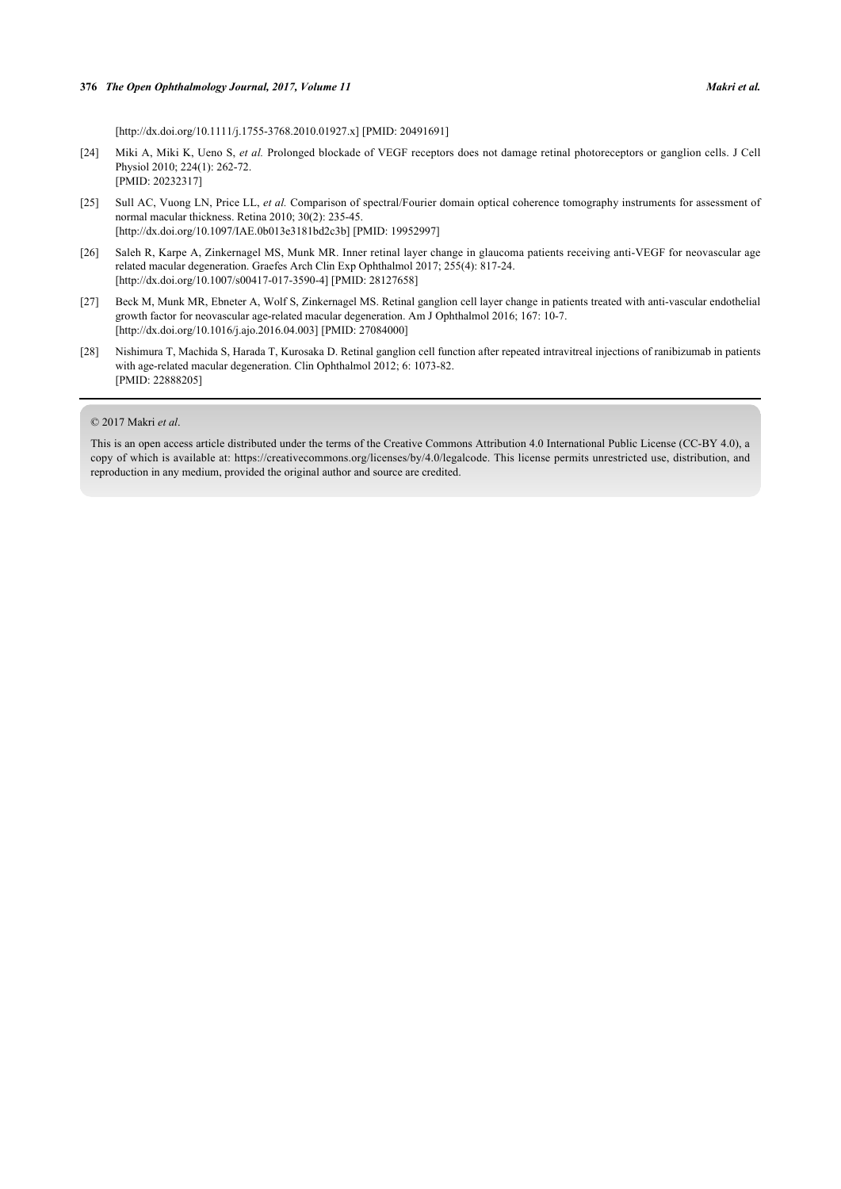[http://dx.doi.org/10.1111/j.1755-3768.2010.01927.x] [PMID: 20491691]

[24] Miki A, Miki K, Ueno S, *et al.* Prolonged blockade of VEGF receptors does not damage retinal photoreceptors or ganglion cells. J Cell Physiol 2010; 224(1): 262-72.
[PMID: 20232317]

[25] Sull AC, Vuong LN, Price LL, *et al.* Comparison of spectral/Fourier domain optical coherence tomography instruments for assessment of normal macular thickness. Retina 2010; 30(2): 235-45.
[http://dx.doi.org/10.1097/IAE.0b013e3181bd2c3b] [PMID: 19952997]

[26] Saleh R, Karpe A, Zinkernagel MS, Munk MR. Inner retinal layer change in glaucoma patients receiving anti-VEGF for neovascular age related macular degeneration. Graefes Arch Clin Exp Ophthalmol 2017; 255(4): 817-24.
[http://dx.doi.org/10.1007/s00417-017-3590-4] [PMID: 28127658]

[27] Beck M, Munk MR, Ebneter A, Wolf S, Zinkernagel MS. Retinal ganglion cell layer change in patients treated with anti-vascular endothelial growth factor for neovascular age-related macular degeneration. Am J Ophthalmol 2016; 167: 10-7.
[http://dx.doi.org/10.1016/j.ajo.2016.04.003] [PMID: 27084000]

[28] Nishimura T, Machida S, Harada T, Kurosaka D. Retinal ganglion cell function after repeated intravitreal injections of ranibizumab in patients with age-related macular degeneration. Clin Ophthalmol 2012; 6: 1073-82.
[PMID: 22888205]

© 2017 Makri *et al*.

This is an open access article distributed under the terms of the Creative Commons Attribution 4.0 International Public License (CC-BY 4.0), a copy of which is available at: https://creativecommons.org/licenses/by/4.0/legalcode. This license permits unrestricted use, distribution, and reproduction in any medium, provided the original author and source are credited.